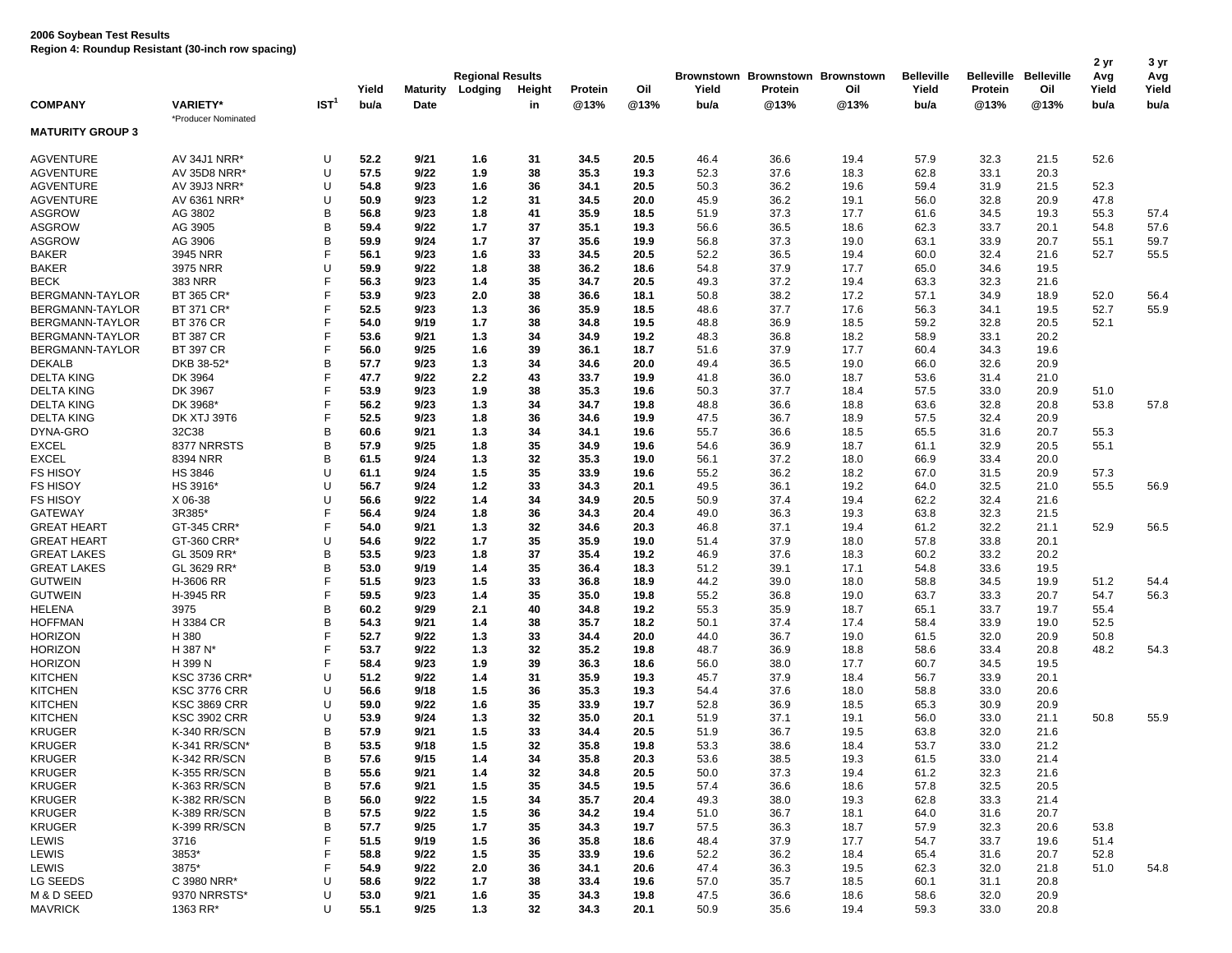**2006 Soybean Test Results**
**Region 4: Roundup Resistant (30-inch row spacing)**

| COMPANY | VARIETY* | IST[1] | Regional Results Yield bu/a | Maturity Date | Lodging | Height in | Protein @13% | Oil @13% | Brownstown Yield bu/a | Brownstown Protein @13% | Brownstown Oil @13% | Belleville Yield bu/a | Belleville Protein @13% | Belleville Oil @13% | 2 yr Avg Yield bu/a | 3 yr Avg Yield bu/a |
|---|---|---|---|---|---|---|---|---|---|---|---|---|---|---|---|---|
| | *Producer Nominated | | | | | | | | | | | | | | | |
| **MATURITY GROUP 3** | | | | | | | | | | | | | | | | |
| AGVENTURE | AV 34J1 NRR* | U | **52.2** | **9/21** | **1.6** | **31** | **34.5** | **20.5** | 46.4 | 36.6 | 19.4 | 57.9 | 32.3 | 21.5 | 52.6 | |
| AGVENTURE | AV 35D8 NRR* | U | **57.5** | **9/22** | **1.9** | **38** | **35.3** | **19.3** | 52.3 | 37.6 | 18.3 | 62.8 | 33.1 | 20.3 | | |
| AGVENTURE | AV 39J3 NRR* | U | **54.8** | **9/23** | **1.6** | **36** | **34.1** | **20.5** | 50.3 | 36.2 | 19.6 | 59.4 | 31.9 | 21.5 | 52.3 | |
| AGVENTURE | AV 6361 NRR* | U | **50.9** | **9/23** | **1.2** | **31** | **34.5** | **20.0** | 45.9 | 36.2 | 19.1 | 56.0 | 32.8 | 20.9 | 47.8 | |
| ASGROW | AG 3802 | B | **56.8** | **9/23** | **1.8** | **41** | **35.9** | **18.5** | 51.9 | 37.3 | 17.7 | 61.6 | 34.5 | 19.3 | 55.3 | 57.4 |
| ASGROW | AG 3905 | B | **59.4** | **9/22** | **1.7** | **37** | **35.1** | **19.3** | 56.6 | 36.5 | 18.6 | 62.3 | 33.7 | 20.1 | 54.8 | 57.6 |
| ASGROW | AG 3906 | B | **59.9** | **9/24** | **1.7** | **37** | **35.6** | **19.9** | 56.8 | 37.3 | 19.0 | 63.1 | 33.9 | 20.7 | 55.1 | 59.7 |
| BAKER | 3945 NRR | F | **56.1** | **9/23** | **1.6** | **33** | **34.5** | **20.5** | 52.2 | 36.5 | 19.4 | 60.0 | 32.4 | 21.6 | 52.7 | 55.5 |
| BAKER | 3975 NRR | U | **59.9** | **9/22** | **1.8** | **38** | **36.2** | **18.6** | 54.8 | 37.9 | 17.7 | 65.0 | 34.6 | 19.5 | | |
| BECK | 383 NRR | F | **56.3** | **9/23** | **1.4** | **35** | **34.7** | **20.5** | 49.3 | 37.2 | 19.4 | 63.3 | 32.3 | 21.6 | | |
| BERGMANN-TAYLOR | BT 365 CR* | F | **53.9** | **9/23** | **2.0** | **38** | **36.6** | **18.1** | 50.8 | 38.2 | 17.2 | 57.1 | 34.9 | 18.9 | 52.0 | 56.4 |
| BERGMANN-TAYLOR | BT 371 CR* | F | **52.5** | **9/23** | **1.3** | **36** | **35.9** | **18.5** | 48.6 | 37.7 | 17.6 | 56.3 | 34.1 | 19.5 | 52.7 | 55.9 |
| BERGMANN-TAYLOR | BT 376 CR | F | **54.0** | **9/19** | **1.7** | **38** | **34.8** | **19.5** | 48.8 | 36.9 | 18.5 | 59.2 | 32.8 | 20.5 | 52.1 | |
| BERGMANN-TAYLOR | BT 387 CR | F | **53.6** | **9/21** | **1.3** | **34** | **34.9** | **19.2** | 48.3 | 36.8 | 18.2 | 58.9 | 33.1 | 20.2 | | |
| BERGMANN-TAYLOR | BT 397 CR | F | **56.0** | **9/25** | **1.6** | **39** | **36.1** | **18.7** | 51.6 | 37.9 | 17.7 | 60.4 | 34.3 | 19.6 | | |
| DEKALB | DKB 38-52* | B | **57.7** | **9/23** | **1.3** | **34** | **34.6** | **20.0** | 49.4 | 36.5 | 19.0 | 66.0 | 32.6 | 20.9 | | |
| DELTA KING | DK 3964 | F | **47.7** | **9/22** | **2.2** | **43** | **33.7** | **19.9** | 41.8 | 36.0 | 18.7 | 53.6 | 31.4 | 21.0 | | |
| DELTA KING | DK 3967 | F | **53.9** | **9/23** | **1.9** | **38** | **35.3** | **19.6** | 50.3 | 37.7 | 18.4 | 57.5 | 33.0 | 20.9 | 51.0 | |
| DELTA KING | DK 3968* | F | **56.2** | **9/23** | **1.3** | **34** | **34.7** | **19.8** | 48.8 | 36.6 | 18.8 | 63.6 | 32.8 | 20.8 | 53.8 | 57.8 |
| DELTA KING | DK XTJ 39T6 | F | **52.5** | **9/23** | **1.8** | **36** | **34.6** | **19.9** | 47.5 | 36.7 | 18.9 | 57.5 | 32.4 | 20.9 | | |
| DYNA-GRO | 32C38 | B | **60.6** | **9/21** | **1.3** | **34** | **34.1** | **19.6** | 55.7 | 36.6 | 18.5 | 65.5 | 31.6 | 20.7 | 55.3 | |
| EXCEL | 8377 NRRSTS | B | **57.9** | **9/25** | **1.8** | **35** | **34.9** | **19.6** | 54.6 | 36.9 | 18.7 | 61.1 | 32.9 | 20.5 | 55.1 | |
| EXCEL | 8394 NRR | B | **61.5** | **9/24** | **1.3** | **32** | **35.3** | **19.0** | 56.1 | 37.2 | 18.0 | 66.9 | 33.4 | 20.0 | | |
| FS HISOY | HS 3846 | U | **61.1** | **9/24** | **1.5** | **35** | **33.9** | **19.6** | 55.2 | 36.2 | 18.2 | 67.0 | 31.5 | 20.9 | 57.3 | |
| FS HISOY | HS 3916* | U | **56.7** | **9/24** | **1.2** | **33** | **34.3** | **20.1** | 49.5 | 36.1 | 19.2 | 64.0 | 32.5 | 21.0 | 55.5 | 56.9 |
| FS HISOY | X 06-38 | U | **56.6** | **9/22** | **1.4** | **34** | **34.9** | **20.5** | 50.9 | 37.4 | 19.4 | 62.2 | 32.4 | 21.6 | | |
| GATEWAY | 3R385* | F | **56.4** | **9/24** | **1.8** | **36** | **34.3** | **20.4** | 49.0 | 36.3 | 19.3 | 63.8 | 32.3 | 21.5 | | |
| GREAT HEART | GT-345 CRR* | F | **54.0** | **9/21** | **1.3** | **32** | **34.6** | **20.3** | 46.8 | 37.1 | 19.4 | 61.2 | 32.2 | 21.1 | 52.9 | 56.5 |
| GREAT HEART | GT-360 CRR* | U | **54.6** | **9/22** | **1.7** | **35** | **35.9** | **19.0** | 51.4 | 37.9 | 18.0 | 57.8 | 33.8 | 20.1 | | |
| GREAT LAKES | GL 3509 RR* | B | **53.5** | **9/23** | **1.8** | **37** | **35.4** | **19.2** | 46.9 | 37.6 | 18.3 | 60.2 | 33.2 | 20.2 | | |
| GREAT LAKES | GL 3629 RR* | B | **53.0** | **9/19** | **1.4** | **35** | **36.4** | **18.3** | 51.2 | 39.1 | 17.1 | 54.8 | 33.6 | 19.5 | | |
| GUTWEIN | H-3606 RR | F | **51.5** | **9/23** | **1.5** | **33** | **36.8** | **18.9** | 44.2 | 39.0 | 18.0 | 58.8 | 34.5 | 19.9 | 51.2 | 54.4 |
| GUTWEIN | H-3945 RR | F | **59.5** | **9/23** | **1.4** | **35** | **35.0** | **19.8** | 55.2 | 36.8 | 19.0 | 63.7 | 33.3 | 20.7 | 54.7 | 56.3 |
| HELENA | 3975 | B | **60.2** | **9/29** | **2.1** | **40** | **34.8** | **19.2** | 55.3 | 35.9 | 18.7 | 65.1 | 33.7 | 19.7 | 55.4 | |
| HOFFMAN | H 3384 CR | B | **54.3** | **9/21** | **1.4** | **38** | **35.7** | **18.2** | 50.1 | 37.4 | 17.4 | 58.4 | 33.9 | 19.0 | 52.5 | |
| HORIZON | H 380 | F | **52.7** | **9/22** | **1.3** | **33** | **34.4** | **20.0** | 44.0 | 36.7 | 19.0 | 61.5 | 32.0 | 20.9 | 50.8 | |
| HORIZON | H 387 N* | F | **53.7** | **9/22** | **1.3** | **32** | **35.2** | **19.8** | 48.7 | 36.9 | 18.8 | 58.6 | 33.4 | 20.8 | 48.2 | 54.3 |
| HORIZON | H 399 N | F | **58.4** | **9/23** | **1.9** | **39** | **36.3** | **18.6** | 56.0 | 38.0 | 17.7 | 60.7 | 34.5 | 19.5 | | |
| KITCHEN | KSC 3736 CRR* | U | **51.2** | **9/22** | **1.4** | **31** | **35.9** | **19.3** | 45.7 | 37.9 | 18.4 | 56.7 | 33.9 | 20.1 | | |
| KITCHEN | KSC 3776 CRR | U | **56.6** | **9/18** | **1.5** | **36** | **35.3** | **19.3** | 54.4 | 37.6 | 18.0 | 58.8 | 33.0 | 20.6 | | |
| KITCHEN | KSC 3869 CRR | U | **59.0** | **9/22** | **1.6** | **35** | **33.9** | **19.7** | 52.8 | 36.9 | 18.5 | 65.3 | 30.9 | 20.9 | | |
| KITCHEN | KSC 3902 CRR | U | **53.9** | **9/24** | **1.3** | **32** | **35.0** | **20.1** | 51.9 | 37.1 | 19.1 | 56.0 | 33.0 | 21.1 | 50.8 | 55.9 |
| KRUGER | K-340 RR/SCN | B | **57.9** | **9/21** | **1.5** | **33** | **34.4** | **20.5** | 51.9 | 36.7 | 19.5 | 63.8 | 32.0 | 21.6 | | |
| KRUGER | K-341 RR/SCN* | B | **53.5** | **9/18** | **1.5** | **32** | **35.8** | **19.8** | 53.3 | 38.6 | 18.4 | 53.7 | 33.0 | 21.2 | | |
| KRUGER | K-342 RR/SCN | B | **57.6** | **9/15** | **1.4** | **34** | **35.8** | **20.3** | 53.6 | 38.5 | 19.3 | 61.5 | 33.0 | 21.4 | | |
| KRUGER | K-355 RR/SCN | B | **55.6** | **9/21** | **1.4** | **32** | **34.8** | **20.5** | 50.0 | 37.3 | 19.4 | 61.2 | 32.3 | 21.6 | | |
| KRUGER | K-363 RR/SCN | B | **57.6** | **9/21** | **1.5** | **35** | **34.5** | **19.5** | 57.4 | 36.6 | 18.6 | 57.8 | 32.5 | 20.5 | | |
| KRUGER | K-382 RR/SCN | B | **56.0** | **9/22** | **1.5** | **34** | **35.7** | **20.4** | 49.3 | 38.0 | 19.3 | 62.8 | 33.3 | 21.4 | | |
| KRUGER | K-389 RR/SCN | B | **57.5** | **9/22** | **1.5** | **36** | **34.2** | **19.4** | 51.0 | 36.7 | 18.1 | 64.0 | 31.6 | 20.7 | | |
| KRUGER | K-399 RR/SCN | B | **57.7** | **9/25** | **1.7** | **35** | **34.3** | **19.7** | 57.5 | 36.3 | 18.7 | 57.9 | 32.3 | 20.6 | 53.8 | |
| LEWIS | 3716 | F | **51.5** | **9/19** | **1.5** | **36** | **35.8** | **18.6** | 48.4 | 37.9 | 17.7 | 54.7 | 33.7 | 19.6 | 51.4 | |
| LEWIS | 3853* | F | **58.8** | **9/22** | **1.5** | **35** | **33.9** | **19.6** | 52.2 | 36.2 | 18.4 | 65.4 | 31.6 | 20.7 | 52.8 | |
| LEWIS | 3875* | F | **54.9** | **9/22** | **2.0** | **36** | **34.1** | **20.6** | 47.4 | 36.3 | 19.5 | 62.3 | 32.0 | 21.8 | 51.0 | 54.8 |
| LG SEEDS | C 3980 NRR* | U | **58.6** | **9/22** | **1.7** | **38** | **33.4** | **19.6** | 57.0 | 35.7 | 18.5 | 60.1 | 31.1 | 20.8 | | |
| M & D SEED | 9370 NRRSTS* | U | **53.0** | **9/21** | **1.6** | **35** | **34.3** | **19.8** | 47.5 | 36.6 | 18.6 | 58.6 | 32.0 | 20.9 | | |
| MAVRICK | 1363 RR* | U | **55.1** | **9/25** | **1.3** | **32** | **34.3** | **20.1** | 50.9 | 35.6 | 19.4 | 59.3 | 33.0 | 20.8 | | |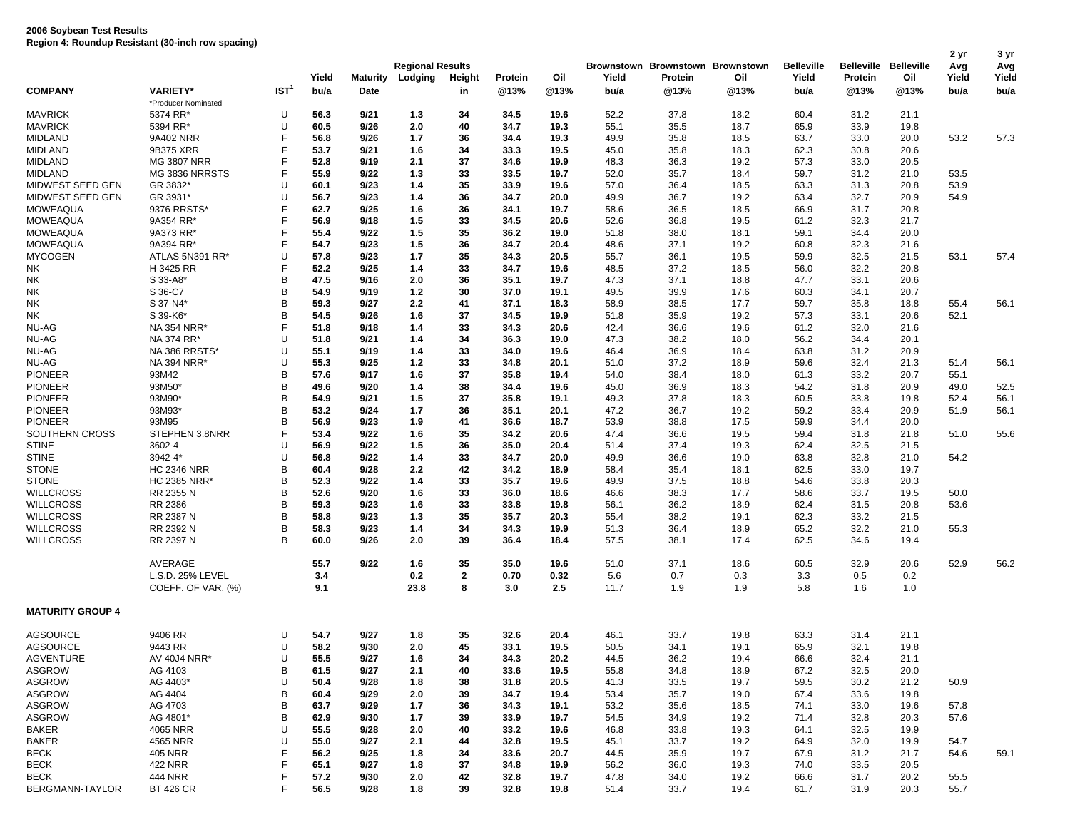**2006 Soybean Test Results**
**Region 4: Roundup Resistant (30-inch row spacing)**

| COMPANY | VARIETY* | IST[1] | Yield bu/a | Maturity Date | Regional Results Lodging | Height in | Protein @13% | Oil @13% | Brownstown Yield bu/a | Brownstown Protein @13% | Brownstown Oil @13% | Belleville Yield bu/a | Belleville Protein @13% | Belleville Oil @13% | 2 yr Avg Yield bu/a | 3 yr Avg Yield bu/a |
|---|---|---|---|---|---|---|---|---|---|---|---|---|---|---|---|---|
| | *Producer Nominated | | | | | | | | | | | | | | | |
| MAVRICK | 5374 RR* | U | 56.3 | 9/21 | 1.3 | 34 | 34.5 | 19.6 | 52.2 | 37.8 | 18.2 | 60.4 | 31.2 | 21.1 | | |
| MAVRICK | 5394 RR* | U | 60.5 | 9/26 | 2.0 | 40 | 34.7 | 19.3 | 55.1 | 35.5 | 18.7 | 65.9 | 33.9 | 19.8 | | |
| MIDLAND | 9A402 NRR | F | 56.8 | 9/26 | 1.7 | 36 | 34.4 | 19.3 | 49.9 | 35.8 | 18.5 | 63.7 | 33.0 | 20.0 | 53.2 | 57.3 |
| MIDLAND | 9B375 XRR | F | 53.7 | 9/21 | 1.6 | 34 | 33.3 | 19.5 | 45.0 | 35.8 | 18.3 | 62.3 | 30.8 | 20.6 | | |
| MIDLAND | MG 3807 NRR | F | 52.8 | 9/19 | 2.1 | 37 | 34.6 | 19.9 | 48.3 | 36.3 | 19.2 | 57.3 | 33.0 | 20.5 | | |
| MIDLAND | MG 3836 NRRSTS | F | 55.9 | 9/22 | 1.3 | 33 | 33.5 | 19.7 | 52.0 | 35.7 | 18.4 | 59.7 | 31.2 | 21.0 | 53.5 | |
| MIDWEST SEED GEN | GR 3832* | U | 60.1 | 9/23 | 1.4 | 35 | 33.9 | 19.6 | 57.0 | 36.4 | 18.5 | 63.3 | 31.3 | 20.8 | 53.9 | |
| MIDWEST SEED GEN | GR 3931* | U | 56.7 | 9/23 | 1.4 | 36 | 34.7 | 20.0 | 49.9 | 36.7 | 19.2 | 63.4 | 32.7 | 20.9 | 54.9 | |
| MOWEAQUA | 9376 RRSTS* | F | 62.7 | 9/25 | 1.6 | 36 | 34.1 | 19.7 | 58.6 | 36.5 | 18.5 | 66.9 | 31.7 | 20.8 | | |
| MOWEAQUA | 9A354 RR* | F | 56.9 | 9/18 | 1.5 | 33 | 34.5 | 20.6 | 52.6 | 36.8 | 19.5 | 61.2 | 32.3 | 21.7 | | |
| MOWEAQUA | 9A373 RR* | F | 55.4 | 9/22 | 1.5 | 35 | 36.2 | 19.0 | 51.8 | 38.0 | 18.1 | 59.1 | 34.4 | 20.0 | | |
| MOWEAQUA | 9A394 RR* | F | 54.7 | 9/23 | 1.5 | 36 | 34.7 | 20.4 | 48.6 | 37.1 | 19.2 | 60.8 | 32.3 | 21.6 | | |
| MYCOGEN | ATLAS 5N391 RR* | U | 57.8 | 9/23 | 1.7 | 35 | 34.3 | 20.5 | 55.7 | 36.1 | 19.5 | 59.9 | 32.5 | 21.5 | 53.1 | 57.4 |
| NK | H-3425 RR | F | 52.2 | 9/25 | 1.4 | 33 | 34.7 | 19.6 | 48.5 | 37.2 | 18.5 | 56.0 | 32.2 | 20.8 | | |
| NK | S 33-A8* | B | 47.5 | 9/16 | 2.0 | 36 | 35.1 | 19.7 | 47.3 | 37.1 | 18.8 | 47.7 | 33.1 | 20.6 | | |
| NK | S 36-C7 | B | 54.9 | 9/19 | 1.2 | 30 | 37.0 | 19.1 | 49.5 | 39.9 | 17.6 | 60.3 | 34.1 | 20.7 | | |
| NK | S 37-N4* | B | 59.3 | 9/27 | 2.2 | 41 | 37.1 | 18.3 | 58.9 | 38.5 | 17.7 | 59.7 | 35.8 | 18.8 | 55.4 | 56.1 |
| NK | S 39-K6* | B | 54.5 | 9/26 | 1.6 | 37 | 34.5 | 19.9 | 51.8 | 35.9 | 19.2 | 57.3 | 33.1 | 20.6 | 52.1 | |
| NU-AG | NA 354 NRR* | F | 51.8 | 9/18 | 1.4 | 33 | 34.3 | 20.6 | 42.4 | 36.6 | 19.6 | 61.2 | 32.0 | 21.6 | | |
| NU-AG | NA 374 RR* | U | 51.8 | 9/21 | 1.4 | 34 | 36.3 | 19.0 | 47.3 | 38.2 | 18.0 | 56.2 | 34.4 | 20.1 | | |
| NU-AG | NA 386 RRSTS* | U | 55.1 | 9/19 | 1.4 | 33 | 34.0 | 19.6 | 46.4 | 36.9 | 18.4 | 63.8 | 31.2 | 20.9 | | |
| NU-AG | NA 394 NRR* | U | 55.3 | 9/25 | 1.2 | 33 | 34.8 | 20.1 | 51.0 | 37.2 | 18.9 | 59.6 | 32.4 | 21.3 | 51.4 | 56.1 |
| PIONEER | 93M42 | B | 57.6 | 9/17 | 1.6 | 37 | 35.8 | 19.4 | 54.0 | 38.4 | 18.0 | 61.3 | 33.2 | 20.7 | 55.1 | |
| PIONEER | 93M50* | B | 49.6 | 9/20 | 1.4 | 38 | 34.4 | 19.6 | 45.0 | 36.9 | 18.3 | 54.2 | 31.8 | 20.9 | 49.0 | 52.5 |
| PIONEER | 93M90* | B | 54.9 | 9/21 | 1.5 | 37 | 35.8 | 19.1 | 49.3 | 37.8 | 18.3 | 60.5 | 33.8 | 19.8 | 52.4 | 56.1 |
| PIONEER | 93M93* | B | 53.2 | 9/24 | 1.7 | 36 | 35.1 | 20.1 | 47.2 | 36.7 | 19.2 | 59.2 | 33.4 | 20.9 | 51.9 | 56.1 |
| PIONEER | 93M95 | B | 56.9 | 9/23 | 1.9 | 41 | 36.6 | 18.7 | 53.9 | 38.8 | 17.5 | 59.9 | 34.4 | 20.0 | | |
| SOUTHERN CROSS | STEPHEN 3.8NRR | F | 53.4 | 9/22 | 1.6 | 35 | 34.2 | 20.6 | 47.4 | 36.6 | 19.5 | 59.4 | 31.8 | 21.8 | 51.0 | 55.6 |
| STINE | 3602-4 | U | 56.9 | 9/22 | 1.5 | 36 | 35.0 | 20.4 | 51.4 | 37.4 | 19.3 | 62.4 | 32.5 | 21.5 | | |
| STINE | 3942-4* | U | 56.8 | 9/22 | 1.4 | 33 | 34.7 | 20.0 | 49.9 | 36.6 | 19.0 | 63.8 | 32.8 | 21.0 | 54.2 | |
| STONE | HC 2346 NRR | B | 60.4 | 9/28 | 2.2 | 42 | 34.2 | 18.9 | 58.4 | 35.4 | 18.1 | 62.5 | 33.0 | 19.7 | | |
| STONE | HC 2385 NRR* | B | 52.3 | 9/22 | 1.4 | 33 | 35.7 | 19.6 | 49.9 | 37.5 | 18.8 | 54.6 | 33.8 | 20.3 | | |
| WILLCROSS | RR 2355 N | B | 52.6 | 9/20 | 1.6 | 33 | 36.0 | 18.6 | 46.6 | 38.3 | 17.7 | 58.6 | 33.7 | 19.5 | 50.0 | |
| WILLCROSS | RR 2386 | B | 59.3 | 9/23 | 1.6 | 33 | 33.8 | 19.8 | 56.1 | 36.2 | 18.9 | 62.4 | 31.5 | 20.8 | 53.6 | |
| WILLCROSS | RR 2387 N | B | 58.8 | 9/23 | 1.3 | 35 | 35.7 | 20.3 | 55.4 | 38.2 | 19.1 | 62.3 | 33.2 | 21.5 | | |
| WILLCROSS | RR 2392 N | B | 58.3 | 9/23 | 1.4 | 34 | 34.3 | 19.9 | 51.3 | 36.4 | 18.9 | 65.2 | 32.2 | 21.0 | 55.3 | |
| WILLCROSS | RR 2397 N | B | 60.0 | 9/26 | 2.0 | 39 | 36.4 | 18.4 | 57.5 | 38.1 | 17.4 | 62.5 | 34.6 | 19.4 | | |
| | AVERAGE | | 55.7 | 9/22 | 1.6 | 35 | 35.0 | 19.6 | 51.0 | 37.1 | 18.6 | 60.5 | 32.9 | 20.6 | 52.9 | 56.2 |
| | L.S.D. 25% LEVEL | | 3.4 | | 0.2 | 2 | 0.70 | 0.32 | 5.6 | 0.7 | 0.3 | 3.3 | 0.5 | 0.2 | | |
| | COEFF. OF VAR. (%) | | 9.1 | | 23.8 | 8 | 3.0 | 2.5 | 11.7 | 1.9 | 1.9 | 5.8 | 1.6 | 1.0 | | |

**MATURITY GROUP 4**

| COMPANY | VARIETY* | IST[1] | Yield bu/a | Maturity Date | Lodging | Height in | Protein @13% | Oil @13% | Brownstown Yield bu/a | Brownstown Protein @13% | Brownstown Oil @13% | Belleville Yield bu/a | Belleville Protein @13% | Belleville Oil @13% | 2 yr Avg Yield bu/a | 3 yr Avg Yield bu/a |
|---|---|---|---|---|---|---|---|---|---|---|---|---|---|---|---|---|
| AGSOURCE | 9406 RR | U | 54.7 | 9/27 | 1.8 | 35 | 32.6 | 20.4 | 46.1 | 33.7 | 19.8 | 63.3 | 31.4 | 21.1 | | |
| AGSOURCE | 9443 RR | U | 58.2 | 9/30 | 2.0 | 45 | 33.1 | 19.5 | 50.5 | 34.1 | 19.1 | 65.9 | 32.1 | 19.8 | | |
| AGVENTURE | AV 40J4 NRR* | U | 55.5 | 9/27 | 1.6 | 34 | 34.3 | 20.2 | 44.5 | 36.2 | 19.4 | 66.6 | 32.4 | 21.1 | | |
| ASGROW | AG 4103 | B | 61.5 | 9/27 | 2.1 | 40 | 33.6 | 19.5 | 55.8 | 34.8 | 18.9 | 67.2 | 32.5 | 20.0 | | |
| ASGROW | AG 4403* | U | 50.4 | 9/28 | 1.8 | 38 | 31.8 | 20.5 | 41.3 | 33.5 | 19.7 | 59.5 | 30.2 | 21.2 | 50.9 | |
| ASGROW | AG 4404 | B | 60.4 | 9/29 | 2.0 | 39 | 34.7 | 19.4 | 53.4 | 35.7 | 19.0 | 67.4 | 33.6 | 19.8 | | |
| ASGROW | AG 4703 | B | 63.7 | 9/29 | 1.7 | 36 | 34.3 | 19.1 | 53.2 | 35.6 | 18.5 | 74.1 | 33.0 | 19.6 | 57.8 | |
| ASGROW | AG 4801* | B | 62.9 | 9/30 | 1.7 | 39 | 33.9 | 19.7 | 54.5 | 34.9 | 19.2 | 71.4 | 32.8 | 20.3 | 57.6 | |
| BAKER | 4065 NRR | U | 55.5 | 9/28 | 2.0 | 40 | 33.2 | 19.6 | 46.8 | 33.8 | 19.3 | 64.1 | 32.5 | 19.9 | | |
| BAKER | 4565 NRR | U | 55.0 | 9/27 | 2.1 | 44 | 32.8 | 19.5 | 45.1 | 33.7 | 19.2 | 64.9 | 32.0 | 19.9 | 54.7 | |
| BECK | 405 NRR | F | 56.2 | 9/25 | 1.8 | 34 | 33.6 | 20.7 | 44.5 | 35.9 | 19.7 | 67.9 | 31.2 | 21.7 | 54.6 | 59.1 |
| BECK | 422 NRR | F | 65.1 | 9/27 | 1.8 | 37 | 34.8 | 19.9 | 56.2 | 36.0 | 19.3 | 74.0 | 33.5 | 20.5 | | |
| BECK | 444 NRR | F | 57.2 | 9/30 | 2.0 | 42 | 32.8 | 19.7 | 47.8 | 34.0 | 19.2 | 66.6 | 31.7 | 20.2 | 55.5 | |
| BERGMANN-TAYLOR | BT 426 CR | F | 56.5 | 9/28 | 1.8 | 39 | 32.8 | 19.8 | 51.4 | 33.7 | 19.4 | 61.7 | 31.9 | 20.3 | 55.7 | |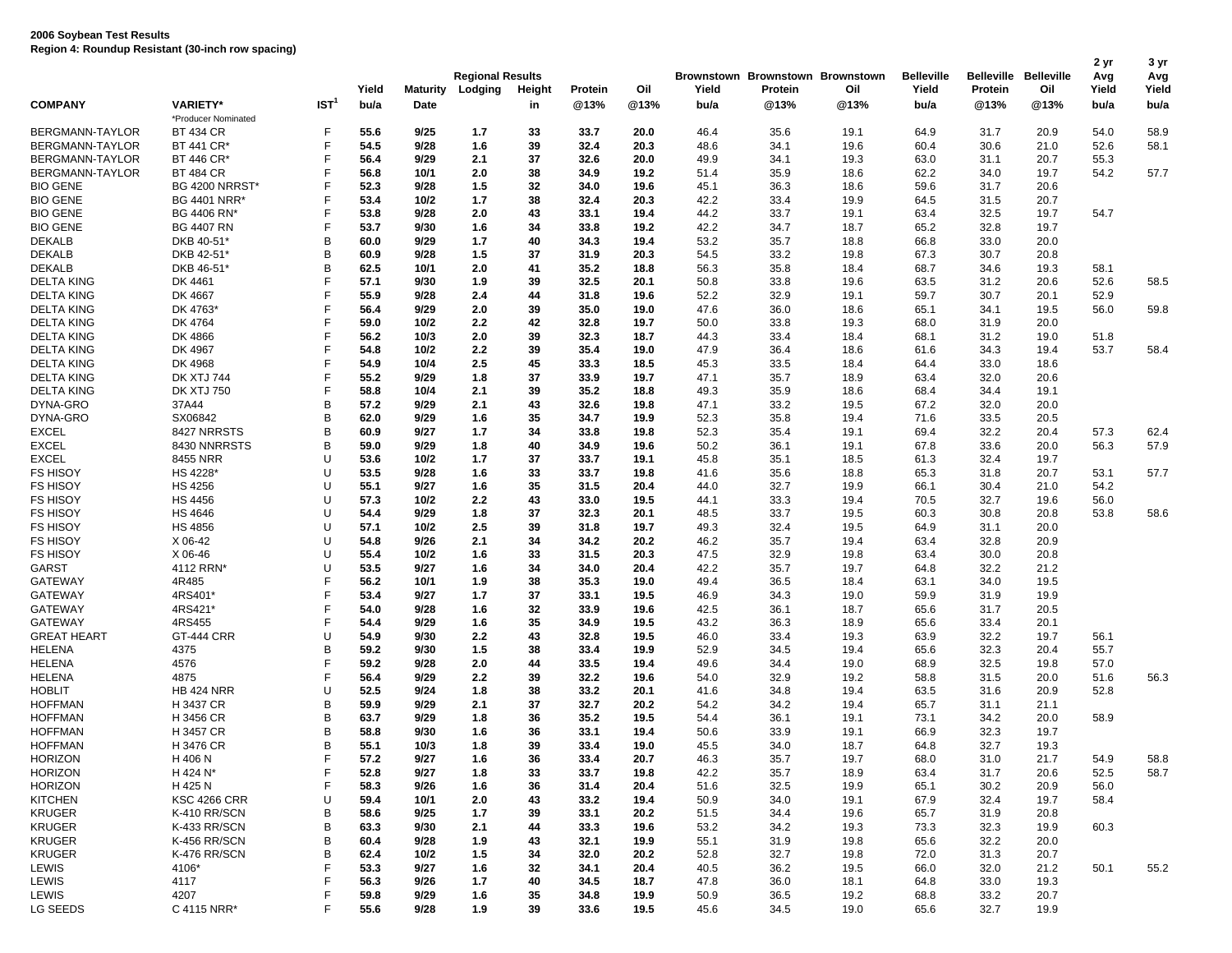**2006 Soybean Test Results**
**Region 4: Roundup Resistant (30-inch row spacing)**

| COMPANY | VARIETY* | IST[1] | Yield bu/a | Maturity Date | Regional Results Lodging | Height in | Protein @13% | Oil @13% | Brownstown Yield bu/a | Brownstown Protein @13% | Brownstown Oil @13% | Belleville Yield bu/a | Belleville Protein @13% | Belleville Oil @13% | 2 yr Avg Yield bu/a | 3 yr Avg Yield bu/a |
|---|---|---|---|---|---|---|---|---|---|---|---|---|---|---|---|---|
| | *Producer Nominated | | | | | | | | | | | | | | | |
| BERGMANN-TAYLOR | BT 434 CR | F | **55.6** | **9/25** | **1.7** | **33** | **33.7** | **20.0** | 46.4 | 35.6 | 19.1 | 64.9 | 31.7 | 20.9 | 54.0 | 58.9 |
| BERGMANN-TAYLOR | BT 441 CR* | F | **54.5** | **9/28** | **1.6** | **39** | **32.4** | **20.3** | 48.6 | 34.1 | 19.6 | 60.4 | 30.6 | 21.0 | 52.6 | 58.1 |
| BERGMANN-TAYLOR | BT 446 CR* | F | **56.4** | **9/29** | **2.1** | **37** | **32.6** | **20.0** | 49.9 | 34.1 | 19.3 | 63.0 | 31.1 | 20.7 | 55.3 | |
| BERGMANN-TAYLOR | BT 484 CR | F | **56.8** | **10/1** | **2.0** | **38** | **34.9** | **19.2** | 51.4 | 35.9 | 18.6 | 62.2 | 34.0 | 19.7 | 54.2 | 57.7 |
| BIO GENE | BG 4200 NRRST* | F | **52.3** | **9/28** | **1.5** | **32** | **34.0** | **19.6** | 45.1 | 36.3 | 18.6 | 59.6 | 31.7 | 20.6 | | |
| BIO GENE | BG 4401 NRR* | F | **53.4** | **10/2** | **1.7** | **38** | **32.4** | **20.3** | 42.2 | 33.4 | 19.9 | 64.5 | 31.5 | 20.7 | | |
| BIO GENE | BG 4406 RN* | F | **53.8** | **9/28** | **2.0** | **43** | **33.1** | **19.4** | 44.2 | 33.7 | 19.1 | 63.4 | 32.5 | 19.7 | 54.7 | |
| BIO GENE | BG 4407 RN | F | **53.7** | **9/30** | **1.6** | **34** | **33.8** | **19.2** | 42.2 | 34.7 | 18.7 | 65.2 | 32.8 | 19.7 | | |
| DEKALB | DKB 40-51* | B | **60.0** | **9/29** | **1.7** | **40** | **34.3** | **19.4** | 53.2 | 35.7 | 18.8 | 66.8 | 33.0 | 20.0 | | |
| DEKALB | DKB 42-51* | B | **60.9** | **9/28** | **1.5** | **37** | **31.9** | **20.3** | 54.5 | 33.2 | 19.8 | 67.3 | 30.7 | 20.8 | | |
| DEKALB | DKB 46-51* | B | **62.5** | **10/1** | **2.0** | **41** | **35.2** | **18.8** | 56.3 | 35.8 | 18.4 | 68.7 | 34.6 | 19.3 | 58.1 | |
| DELTA KING | DK 4461 | F | **57.1** | **9/30** | **1.9** | **39** | **32.5** | **20.1** | 50.8 | 33.8 | 19.6 | 63.5 | 31.2 | 20.6 | 52.6 | 58.5 |
| DELTA KING | DK 4667 | F | **55.9** | **9/28** | **2.4** | **44** | **31.8** | **19.6** | 52.2 | 32.9 | 19.1 | 59.7 | 30.7 | 20.1 | 52.9 | |
| DELTA KING | DK 4763* | F | **56.4** | **9/29** | **2.0** | **39** | **35.0** | **19.0** | 47.6 | 36.0 | 18.6 | 65.1 | 34.1 | 19.5 | 56.0 | 59.8 |
| DELTA KING | DK 4764 | F | **59.0** | **10/2** | **2.2** | **42** | **32.8** | **19.7** | 50.0 | 33.8 | 19.3 | 68.0 | 31.9 | 20.0 | | |
| DELTA KING | DK 4866 | F | **56.2** | **10/3** | **2.0** | **39** | **32.3** | **18.7** | 44.3 | 33.4 | 18.4 | 68.1 | 31.2 | 19.0 | 51.8 | |
| DELTA KING | DK 4967 | F | **54.8** | **10/2** | **2.2** | **39** | **35.4** | **19.0** | 47.9 | 36.4 | 18.6 | 61.6 | 34.3 | 19.4 | 53.7 | 58.4 |
| DELTA KING | DK 4968 | F | **54.9** | **10/4** | **2.5** | **45** | **33.3** | **18.5** | 45.3 | 33.5 | 18.4 | 64.4 | 33.0 | 18.6 | | |
| DELTA KING | DK XTJ 744 | F | **55.2** | **9/29** | **1.8** | **37** | **33.9** | **19.7** | 47.1 | 35.7 | 18.9 | 63.4 | 32.0 | 20.6 | | |
| DELTA KING | DK XTJ 750 | F | **58.8** | **10/4** | **2.1** | **39** | **35.2** | **18.8** | 49.3 | 35.9 | 18.6 | 68.4 | 34.4 | 19.1 | | |
| DYNA-GRO | 37A44 | B | **57.2** | **9/29** | **2.1** | **43** | **32.6** | **19.8** | 47.1 | 33.2 | 19.5 | 67.2 | 32.0 | 20.0 | | |
| DYNA-GRO | SX06842 | B | **62.0** | **9/29** | **1.6** | **35** | **34.7** | **19.9** | 52.3 | 35.8 | 19.4 | 71.6 | 33.5 | 20.5 | | |
| EXCEL | 8427 NRRSTS | B | **60.9** | **9/27** | **1.7** | **34** | **33.8** | **19.8** | 52.3 | 35.4 | 19.1 | 69.4 | 32.2 | 20.4 | 57.3 | 62.4 |
| EXCEL | 8430 NNRRSTS | B | **59.0** | **9/29** | **1.8** | **40** | **34.9** | **19.6** | 50.2 | 36.1 | 19.1 | 67.8 | 33.6 | 20.0 | 56.3 | 57.9 |
| EXCEL | 8455 NRR | U | **53.6** | **10/2** | **1.7** | **37** | **33.7** | **19.1** | 45.8 | 35.1 | 18.5 | 61.3 | 32.4 | 19.7 | | |
| FS HISOY | HS 4228* | U | **53.5** | **9/28** | **1.6** | **33** | **33.7** | **19.8** | 41.6 | 35.6 | 18.8 | 65.3 | 31.8 | 20.7 | 53.1 | 57.7 |
| FS HISOY | HS 4256 | U | **55.1** | **9/27** | **1.6** | **35** | **31.5** | **20.4** | 44.0 | 32.7 | 19.9 | 66.1 | 30.4 | 21.0 | 54.2 | |
| FS HISOY | HS 4456 | U | **57.3** | **10/2** | **2.2** | **43** | **33.0** | **19.5** | 44.1 | 33.3 | 19.4 | 70.5 | 32.7 | 19.6 | 56.0 | |
| FS HISOY | HS 4646 | U | **54.4** | **9/29** | **1.8** | **37** | **32.3** | **20.1** | 48.5 | 33.7 | 19.5 | 60.3 | 30.8 | 20.8 | 53.8 | 58.6 |
| FS HISOY | HS 4856 | U | **57.1** | **10/2** | **2.5** | **39** | **31.8** | **19.7** | 49.3 | 32.4 | 19.5 | 64.9 | 31.1 | 20.0 | | |
| FS HISOY | X 06-42 | U | **54.8** | **9/26** | **2.1** | **34** | **34.2** | **20.2** | 46.2 | 35.7 | 19.4 | 63.4 | 32.8 | 20.9 | | |
| FS HISOY | X 06-46 | U | **55.4** | **10/2** | **1.6** | **33** | **31.5** | **20.3** | 47.5 | 32.9 | 19.8 | 63.4 | 30.0 | 20.8 | | |
| GARST | 4112 RRN* | U | **53.5** | **9/27** | **1.6** | **34** | **34.0** | **20.4** | 42.2 | 35.7 | 19.7 | 64.8 | 32.2 | 21.2 | | |
| GATEWAY | 4R485 | F | **56.2** | **10/1** | **1.9** | **38** | **35.3** | **19.0** | 49.4 | 36.5 | 18.4 | 63.1 | 34.0 | 19.5 | | |
| GATEWAY | 4RS401* | F | **53.4** | **9/27** | **1.7** | **37** | **33.1** | **19.5** | 46.9 | 34.3 | 19.0 | 59.9 | 31.9 | 19.9 | | |
| GATEWAY | 4RS421* | F | **54.0** | **9/28** | **1.6** | **32** | **33.9** | **19.6** | 42.5 | 36.1 | 18.7 | 65.6 | 31.7 | 20.5 | | |
| GATEWAY | 4RS455 | F | **54.4** | **9/29** | **1.6** | **35** | **34.9** | **19.5** | 43.2 | 36.3 | 18.9 | 65.6 | 33.4 | 20.1 | | |
| GREAT HEART | GT-444 CRR | U | **54.9** | **9/30** | **2.2** | **43** | **32.8** | **19.5** | 46.0 | 33.4 | 19.3 | 63.9 | 32.2 | 19.7 | 56.1 | |
| HELENA | 4375 | B | **59.2** | **9/30** | **1.5** | **38** | **33.4** | **19.9** | 52.9 | 34.5 | 19.4 | 65.6 | 32.3 | 20.4 | 55.7 | |
| HELENA | 4576 | F | **59.2** | **9/28** | **2.0** | **44** | **33.5** | **19.4** | 49.6 | 34.4 | 19.0 | 68.9 | 32.5 | 19.8 | 57.0 | |
| HELENA | 4875 | F | **56.4** | **9/29** | **2.2** | **39** | **32.2** | **19.6** | 54.0 | 32.9 | 19.2 | 58.8 | 31.5 | 20.0 | 51.6 | 56.3 |
| HOBLIT | HB 424 NRR | U | **52.5** | **9/24** | **1.8** | **38** | **33.2** | **20.1** | 41.6 | 34.8 | 19.4 | 63.5 | 31.6 | 20.9 | 52.8 | |
| HOFFMAN | H 3437 CR | B | **59.9** | **9/29** | **2.1** | **37** | **32.7** | **20.2** | 54.2 | 34.2 | 19.4 | 65.7 | 31.1 | 21.1 | | |
| HOFFMAN | H 3456 CR | B | **63.7** | **9/29** | **1.8** | **36** | **35.2** | **19.5** | 54.4 | 36.1 | 19.1 | 73.1 | 34.2 | 20.0 | 58.9 | |
| HOFFMAN | H 3457 CR | B | **58.8** | **9/30** | **1.6** | **36** | **33.1** | **19.4** | 50.6 | 33.9 | 19.1 | 66.9 | 32.3 | 19.7 | | |
| HOFFMAN | H 3476 CR | B | **55.1** | **10/3** | **1.8** | **39** | **33.4** | **19.0** | 45.5 | 34.0 | 18.7 | 64.8 | 32.7 | 19.3 | | |
| HORIZON | H 406 N | F | **57.2** | **9/27** | **1.6** | **36** | **33.4** | **20.7** | 46.3 | 35.7 | 19.7 | 68.0 | 31.0 | 21.7 | 54.9 | 58.8 |
| HORIZON | H 424 N* | F | **52.8** | **9/27** | **1.8** | **33** | **33.7** | **19.8** | 42.2 | 35.7 | 18.9 | 63.4 | 31.7 | 20.6 | 52.5 | 58.7 |
| HORIZON | H 425 N | F | **58.3** | **9/26** | **1.6** | **36** | **31.4** | **20.4** | 51.6 | 32.5 | 19.9 | 65.1 | 30.2 | 20.9 | 56.0 | |
| KITCHEN | KSC 4266 CRR | U | **59.4** | **10/1** | **2.0** | **43** | **33.2** | **19.4** | 50.9 | 34.0 | 19.1 | 67.9 | 32.4 | 19.7 | 58.4 | |
| KRUGER | K-410 RR/SCN | B | **58.6** | **9/25** | **1.7** | **39** | **33.1** | **20.2** | 51.5 | 34.4 | 19.6 | 65.7 | 31.9 | 20.8 | | |
| KRUGER | K-433 RR/SCN | B | **63.3** | **9/30** | **2.1** | **44** | **33.3** | **19.6** | 53.2 | 34.2 | 19.3 | 73.3 | 32.3 | 19.9 | 60.3 | |
| KRUGER | K-456 RR/SCN | B | **60.4** | **9/28** | **1.9** | **43** | **32.1** | **19.9** | 55.1 | 31.9 | 19.8 | 65.6 | 32.2 | 20.0 | | |
| KRUGER | K-476 RR/SCN | B | **62.4** | **10/2** | **1.5** | **34** | **32.0** | **20.2** | 52.8 | 32.7 | 19.8 | 72.0 | 31.3 | 20.7 | | |
| LEWIS | 4106* | F | **53.3** | **9/27** | **1.6** | **32** | **34.1** | **20.4** | 40.5 | 36.2 | 19.5 | 66.0 | 32.0 | 21.2 | 50.1 | 55.2 |
| LEWIS | 4117 | F | **56.3** | **9/26** | **1.7** | **40** | **34.5** | **18.7** | 47.8 | 36.0 | 18.1 | 64.8 | 33.0 | 19.3 | | |
| LEWIS | 4207 | F | **59.8** | **9/29** | **1.6** | **35** | **34.8** | **19.9** | 50.9 | 36.5 | 19.2 | 68.8 | 33.2 | 20.7 | | |
| LG SEEDS | C 4115 NRR* | F | **55.6** | **9/28** | **1.9** | **39** | **33.6** | **19.5** | 45.6 | 34.5 | 19.0 | 65.6 | 32.7 | 19.9 | | |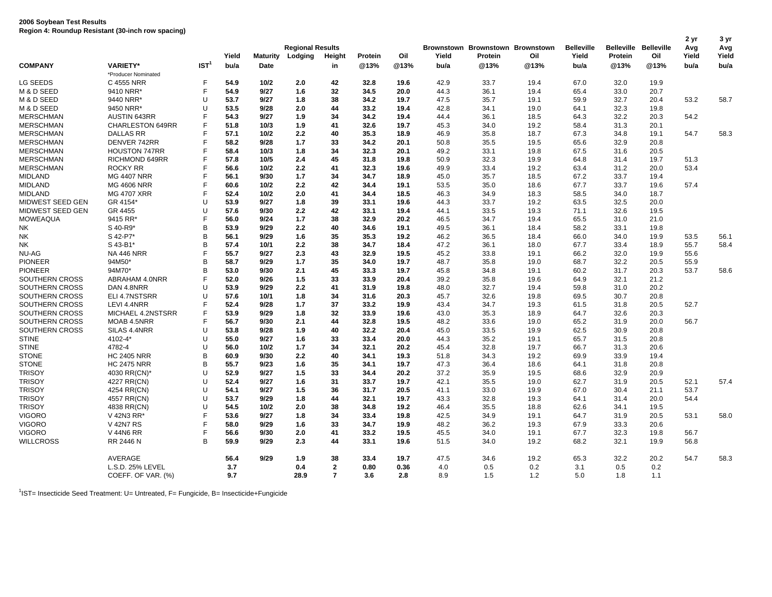**2006 Soybean Test Results**
**Region 4: Roundup Resistant (30-inch row spacing)**

| COMPANY | VARIETY* | IST[1] | Yield bu/a | Maturity Date | Regional Results Lodging | Height in | Protein @13% | Oil @13% | Brownstown Yield bu/a | Brownstown Protein @13% | Brownstown Oil @13% | Belleville Yield bu/a | Belleville Protein @13% | Belleville Oil @13% | 2 yr Avg Yield bu/a | 3 yr Avg Yield bu/a |
|---|---|---|---|---|---|---|---|---|---|---|---|---|---|---|---|---|
| | *Producer Nominated | | | | | | | | | | | | | | | |
| LG SEEDS | C 4555 NRR | F | 54.9 | 10/2 | 2.0 | 42 | 32.8 | 19.6 | 42.9 | 33.7 | 19.4 | 67.0 | 32.0 | 19.9 | | |
| M & D SEED | 9410 NRR* | F | 54.9 | 9/27 | 1.6 | 32 | 34.5 | 20.0 | 44.3 | 36.1 | 19.4 | 65.4 | 33.0 | 20.7 | | |
| M & D SEED | 9440 NRR* | U | 53.7 | 9/27 | 1.8 | 38 | 34.2 | 19.7 | 47.5 | 35.7 | 19.1 | 59.9 | 32.7 | 20.4 | 53.2 | 58.7 |
| M & D SEED | 9450 NRR* | U | 53.5 | 9/28 | 2.0 | 44 | 33.2 | 19.4 | 42.8 | 34.1 | 19.0 | 64.1 | 32.3 | 19.8 | | |
| MERSCHMAN | AUSTIN 643RR | F | 54.3 | 9/27 | 1.9 | 34 | 34.2 | 19.4 | 44.4 | 36.1 | 18.5 | 64.3 | 32.2 | 20.3 | 54.2 | |
| MERSCHMAN | CHARLESTON 649RR | F | 51.8 | 10/3 | 1.9 | 41 | 32.6 | 19.7 | 45.3 | 34.0 | 19.2 | 58.4 | 31.3 | 20.1 | | |
| MERSCHMAN | DALLAS RR | F | 57.1 | 10/2 | 2.2 | 40 | 35.3 | 18.9 | 46.9 | 35.8 | 18.7 | 67.3 | 34.8 | 19.1 | 54.7 | 58.3 |
| MERSCHMAN | DENVER 742RR | F | 58.2 | 9/28 | 1.7 | 33 | 34.2 | 20.1 | 50.8 | 35.5 | 19.5 | 65.6 | 32.9 | 20.8 | | |
| MERSCHMAN | HOUSTON 747RR | F | 58.4 | 10/3 | 1.8 | 34 | 32.3 | 20.1 | 49.2 | 33.1 | 19.8 | 67.5 | 31.6 | 20.5 | | |
| MERSCHMAN | RICHMOND 649RR | F | 57.8 | 10/5 | 2.4 | 45 | 31.8 | 19.8 | 50.9 | 32.3 | 19.9 | 64.8 | 31.4 | 19.7 | 51.3 | |
| MERSCHMAN | ROCKY RR | F | 56.6 | 10/2 | 2.2 | 41 | 32.3 | 19.6 | 49.9 | 33.4 | 19.2 | 63.4 | 31.2 | 20.0 | 53.4 | |
| MIDLAND | MG 4407 NRR | F | 56.1 | 9/30 | 1.7 | 34 | 34.7 | 18.9 | 45.0 | 35.7 | 18.5 | 67.2 | 33.7 | 19.4 | | |
| MIDLAND | MG 4606 NRR | F | 60.6 | 10/2 | 2.2 | 42 | 34.4 | 19.1 | 53.5 | 35.0 | 18.6 | 67.7 | 33.7 | 19.6 | 57.4 | |
| MIDLAND | MG 4707 XRR | F | 52.4 | 10/2 | 2.0 | 41 | 34.4 | 18.5 | 46.3 | 34.9 | 18.3 | 58.5 | 34.0 | 18.7 | | |
| MIDWEST SEED GEN | GR 4154* | U | 53.9 | 9/27 | 1.8 | 39 | 33.1 | 19.6 | 44.3 | 33.7 | 19.2 | 63.5 | 32.5 | 20.0 | | |
| MIDWEST SEED GEN | GR 4455 | U | 57.6 | 9/30 | 2.2 | 42 | 33.1 | 19.4 | 44.1 | 33.5 | 19.3 | 71.1 | 32.6 | 19.5 | | |
| MOWEAQUA | 9415 RR* | F | 56.0 | 9/24 | 1.7 | 38 | 32.9 | 20.2 | 46.5 | 34.7 | 19.4 | 65.5 | 31.0 | 21.0 | | |
| NK | S 40-R9* | B | 53.9 | 9/29 | 2.2 | 40 | 34.6 | 19.1 | 49.5 | 36.1 | 18.4 | 58.2 | 33.1 | 19.8 | | |
| NK | S 42-P7* | B | 56.1 | 9/29 | 1.6 | 35 | 35.3 | 19.2 | 46.2 | 36.5 | 18.4 | 66.0 | 34.0 | 19.9 | 53.5 | 56.1 |
| NK | S 43-B1* | B | 57.4 | 10/1 | 2.2 | 38 | 34.7 | 18.4 | 47.2 | 36.1 | 18.0 | 67.7 | 33.4 | 18.9 | 55.7 | 58.4 |
| NU-AG | NA 446 NRR | F | 55.7 | 9/27 | 2.3 | 43 | 32.9 | 19.5 | 45.2 | 33.8 | 19.1 | 66.2 | 32.0 | 19.9 | 55.6 | |
| PIONEER | 94M50* | B | 58.7 | 9/29 | 1.7 | 35 | 34.0 | 19.7 | 48.7 | 35.8 | 19.0 | 68.7 | 32.2 | 20.5 | 55.9 | |
| PIONEER | 94M70* | B | 53.0 | 9/30 | 2.1 | 45 | 33.3 | 19.7 | 45.8 | 34.8 | 19.1 | 60.2 | 31.7 | 20.3 | 53.7 | 58.6 |
| SOUTHERN CROSS | ABRAHAM 4.0NRR | F | 52.0 | 9/26 | 1.5 | 33 | 33.9 | 20.4 | 39.2 | 35.8 | 19.6 | 64.9 | 32.1 | 21.2 | | |
| SOUTHERN CROSS | DAN 4.8NRR | U | 53.9 | 9/29 | 2.2 | 41 | 31.9 | 19.8 | 48.0 | 32.7 | 19.4 | 59.8 | 31.0 | 20.2 | | |
| SOUTHERN CROSS | ELI 4.7NSTSRR | U | 57.6 | 10/1 | 1.8 | 34 | 31.6 | 20.3 | 45.7 | 32.6 | 19.8 | 69.5 | 30.7 | 20.8 | | |
| SOUTHERN CROSS | LEVI 4.4NRR | F | 52.4 | 9/28 | 1.7 | 37 | 33.2 | 19.9 | 43.4 | 34.7 | 19.3 | 61.5 | 31.8 | 20.5 | 52.7 | |
| SOUTHERN CROSS | MICHAEL 4.2NSTSRR | F | 53.9 | 9/29 | 1.8 | 32 | 33.9 | 19.6 | 43.0 | 35.3 | 18.9 | 64.7 | 32.6 | 20.3 | | |
| SOUTHERN CROSS | MOAB 4.5NRR | F | 56.7 | 9/30 | 2.1 | 44 | 32.8 | 19.5 | 48.2 | 33.6 | 19.0 | 65.2 | 31.9 | 20.0 | 56.7 | |
| SOUTHERN CROSS | SILAS 4.4NRR | U | 53.8 | 9/28 | 1.9 | 40 | 32.2 | 20.4 | 45.0 | 33.5 | 19.9 | 62.5 | 30.9 | 20.8 | | |
| STINE | 4102-4* | U | 55.0 | 9/27 | 1.6 | 33 | 33.4 | 20.0 | 44.3 | 35.2 | 19.1 | 65.7 | 31.5 | 20.8 | | |
| STINE | 4782-4 | U | 56.0 | 10/2 | 1.7 | 34 | 32.1 | 20.2 | 45.4 | 32.8 | 19.7 | 66.7 | 31.3 | 20.6 | | |
| STONE | HC 2405 NRR | B | 60.9 | 9/30 | 2.2 | 40 | 34.1 | 19.3 | 51.8 | 34.3 | 19.2 | 69.9 | 33.9 | 19.4 | | |
| STONE | HC 2475 NRR | B | 55.7 | 9/23 | 1.6 | 35 | 34.1 | 19.7 | 47.3 | 36.4 | 18.6 | 64.1 | 31.8 | 20.8 | | |
| TRISOY | 4030 RR(CN)* | U | 52.9 | 9/27 | 1.5 | 33 | 34.4 | 20.2 | 37.2 | 35.9 | 19.5 | 68.6 | 32.9 | 20.9 | | |
| TRISOY | 4227 RR(CN) | U | 52.4 | 9/27 | 1.6 | 31 | 33.7 | 19.7 | 42.1 | 35.5 | 19.0 | 62.7 | 31.9 | 20.5 | 52.1 | 57.4 |
| TRISOY | 4254 RR(CN) | U | 54.1 | 9/27 | 1.5 | 36 | 31.7 | 20.5 | 41.1 | 33.0 | 19.9 | 67.0 | 30.4 | 21.1 | 53.7 | |
| TRISOY | 4557 RR(CN) | U | 53.7 | 9/29 | 1.8 | 44 | 32.1 | 19.7 | 43.3 | 32.8 | 19.3 | 64.1 | 31.4 | 20.0 | 54.4 | |
| TRISOY | 4838 RR(CN) | U | 54.5 | 10/2 | 2.0 | 38 | 34.8 | 19.2 | 46.4 | 35.5 | 18.8 | 62.6 | 34.1 | 19.5 | | |
| VIGORO | V 42N3 RR* | F | 53.6 | 9/27 | 1.8 | 34 | 33.4 | 19.8 | 42.5 | 34.9 | 19.1 | 64.7 | 31.9 | 20.5 | 53.1 | 58.0 |
| VIGORO | V 42N7 RS | F | 58.0 | 9/29 | 1.6 | 33 | 34.7 | 19.9 | 48.2 | 36.2 | 19.3 | 67.9 | 33.3 | 20.6 | | |
| VIGORO | V 44N6 RR | F | 56.6 | 9/30 | 2.0 | 41 | 33.2 | 19.5 | 45.5 | 34.0 | 19.1 | 67.7 | 32.3 | 19.8 | 56.7 | |
| WILLCROSS | RR 2446 N | B | 59.9 | 9/29 | 2.3 | 44 | 33.1 | 19.6 | 51.5 | 34.0 | 19.2 | 68.2 | 32.1 | 19.9 | 56.8 | |
| | AVERAGE | | 56.4 | 9/29 | 1.9 | 38 | 33.4 | 19.7 | 47.5 | 34.6 | 19.2 | 65.3 | 32.2 | 20.2 | 54.7 | 58.3 |
| | L.S.D. 25% LEVEL | | 3.7 | | 0.4 | 2 | 0.80 | 0.36 | 4.0 | 0.5 | 0.2 | 3.1 | 0.5 | 0.2 | | |
| | COEFF. OF VAR. (%) | | 9.7 | | 28.9 | 7 | 3.6 | 2.8 | 8.9 | 1.5 | 1.2 | 5.0 | 1.8 | 1.1 | | |

[1]IST= Insecticide Seed Treatment: U= Untreated, F= Fungicide, B= Insecticide+Fungicide